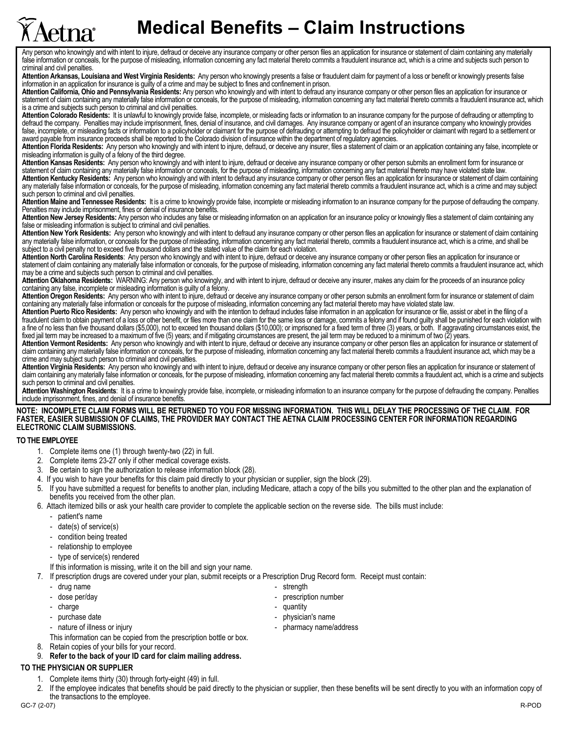# Aetna

# Medical Benefits – Claim Instructions

Any person who knowingly and with intent to injure, defraud or deceive any insurance company or other person files an application for insurance or statement of claim containing any materially false information or conceals, for the purpose of misleading, information concerning any fact material thereto commits a fraudulent insurance act, which is a crime and subjects such person to criminal and civil penalties.

**Attention Arkansas, Louisiana and West Virginia Residents:** Any person who knowingly presents a false or fraudulent claim for payment of a loss or benefit or knowingly presents false information in an application for insurance is guilty of a crime and may be subject to fines and confinement in prison.

**Attention California, Ohio and Pennsylvania Residents:** Any person who knowingly and with intent to defraud any insurance company or other person files an application for insurance or statement of claim containing any materially false information or conceals, for the purpose of misleading, information concerning any fact material thereto commits a fraudulent insurance act, which is a crime and subjects such person to criminal and civil penalties.

**Attention Colorado Residents:** It is unlawful to knowingly provide false, incomplete, or misleading facts or information to an insurance company for the purpose of defrauding or attempting to defraud the company. Penalties may include imprisonment, fines, denial of insurance, and civil damages. Any insurance company or agent of an insurance company who knowingly provides false, incomplete, or misleading facts or information to a policyholder or claimant for the purpose of defrauding or attempting to defraud the policyholder or claimant with regard to a settlement or award payable from insurance proceeds shall be reported to the Colorado division of insurance within the department of regulatory agencies.

**Attention Florida Residents:** Any person who knowingly and with intent to injure, defraud, or deceive any insurer, files a statement of claim or an application containing any false, incomplete or misleading information is guilty of a felony of the third degree.

**Attention Kansas Residents:** Any person who knowingly and with intent to injure, defraud or deceive any insurance company or other person submits an enrollment form for insurance or statement of claim containing any materially false information or conceals, for the purpose of misleading, information concerning any fact material thereto may have violated state law.

**Attention Kentucky Residents:** Any person who knowingly and with intent to defraud any insurance company or other person files an application for insurance or statement of claim containing any materially false information or conceals, for the purpose of misleading, information concerning any fact material thereto commits a fraudulent insurance act, which is a crime and may subject such person to criminal and civil penalties.

**Attention Maine and Tennessee Residents:** It is a crime to knowingly provide false, incomplete or misleading information to an insurance company for the purpose of defrauding the company. Penalties may include imprisonment, fines or denial of insurance benefits.

**Attention New Jersey Residents:** Any person who includes any false or misleading information on an application for an insurance policy or knowingly files a statement of claim containing any false or misleading information is subject to criminal and civil penalties.

**Attention New York Residents:** Any person who knowingly and with intent to defraud any insurance company or other person files an application for insurance or statement of claim containing any materially false information, or conceals for the purpose of misleading, information concerning any fact material thereto, commits a fraudulent insurance act, which is a crime, and shall be subject to a civil penalty not to exceed five thousand dollars and the stated value of the claim for each violation.

**Attention North Carolina Residents**: Any person who knowingly and with intent to injure, defraud or deceive any insurance company or other person files an application for insurance or statement of claim containing any materially false information or conceals, for the purpose of misleading, information concerning any fact material thereto commits a fraudulent insurance act, which may be a crime and subjects such person to criminal and civil penalties.

**Attention Oklahoma Residents:** WARNING: Any person who knowingly, and with intent to injure, defraud or deceive any insurer, makes any claim for the proceeds of an insurance policy containing any false, incomplete or misleading information is guilty of a felony.

**Attention Oregon Residents:** Any person who with intent to injure, defraud or deceive any insurance company or other person submits an enrollment form for insurance or statement of claim containing any materially false information or conceals for the purpose of misleading, information concerning any fact material thereto may have violated state law.

**Attention Puerto Rico Residents:** Any person who knowingly and with the intention to defraud includes false information in an application for insurance or file, assist or abet in the filing of a fraudulent claim to obtain payment of a loss or other benefit, or files more than one claim for the same loss or damage, commits a felony and if found guilty shall be punished for each violation with a fine of no less than five thousand dollars ($5,000), not to exceed ten thousand dollars ($10,000); or imprisoned for a fixed term of three (3) years, or both. If aggravating circumstances exist, the fixed jail term may be increased to a maximum of five (5) years; and if mitigating circumstances are present, the jail term may be reduced to a minimum of two (2) years.

**Attention Vermont Residents:** Any person who knowingly and with intent to injure, defraud or deceive any insurance company or other person files an application for insurance or statement of claim containing any materially false information or conceals, for the purpose of misleading, information concerning any fact material thereto commits a fraudulent insurance act, which may be a crime and may subject such person to criminal and civil penalties.

**Attention Virginia Residents:** Any person who knowingly and with intent to injure, defraud or deceive any insurance company or other person files an application for insurance or statement of claim containing any materially false information or conceals, for the purpose of misleading, information concerning any fact material thereto commits a fraudulent act, which is a crime and subjects such person to criminal and civil penalties.

**Attention Washington Residents**: It is a crime to knowingly provide false, incomplete, or misleading information to an insurance company for the purpose of defrauding the company. Penalties include imprisonment, fines, and denial of insurance benefits.

**NOTE: INCOMPLETE CLAIM FORMS WILL BE RETURNED TO YOU FOR MISSING INFORMATION. THIS WILL DELAY THE PROCESSING OF THE CLAIM. FOR FASTER, EASIER SUBMISSION OF CLAIMS, THE PROVIDER MAY CONTACT THE AETNA CLAIM PROCESSING CENTER FOR INFORMATION REGARDING ELECTRONIC CLAIM SUBMISSIONS.**

## TO THE EMPLOYEE

1. Complete items one (1) through twenty-two (22) in full.
2. Complete items 23-27 only if other medical coverage exists.
3. Be certain to sign the authorization to release information block (28).
4. If you wish to have your benefits for this claim paid directly to your physician or supplier, sign the block (29).
5. If you have submitted a request for benefits to another plan, including Medicare, attach a copy of the bills you submitted to the other plan and the explanation of benefits you received from the other plan.
6. Attach itemized bills or ask your health care provider to complete the applicable section on the reverse side. The bills must include:
   - patient's name
   - date(s) of service(s)
   - condition being treated
   - relationship to employee
   - type of service(s) rendered

   If this information is missing, write it on the bill and sign your name.
7. If prescription drugs are covered under your plan, submit receipts or a Prescription Drug Record form. Receipt must contain:
   - drug name
   - dose per/day
   - charge
   - purchase date
   - nature of illness or injury
   - strength
   - prescription number
   - quantity
   - physician's name
   - pharmacy name/address

   This information can be copied from the prescription bottle or box.
8. Retain copies of your bills for your record.
9. **Refer to the back of your ID card for claim mailing address.**

## TO THE PHYSICIAN OR SUPPLIER

1. Complete items thirty (30) through forty-eight (49) in full.
2. If the employee indicates that benefits should be paid directly to the physician or supplier, then these benefits will be sent directly to you with an information copy of the transactions to the employee.

GC-7 (2-07) R-POD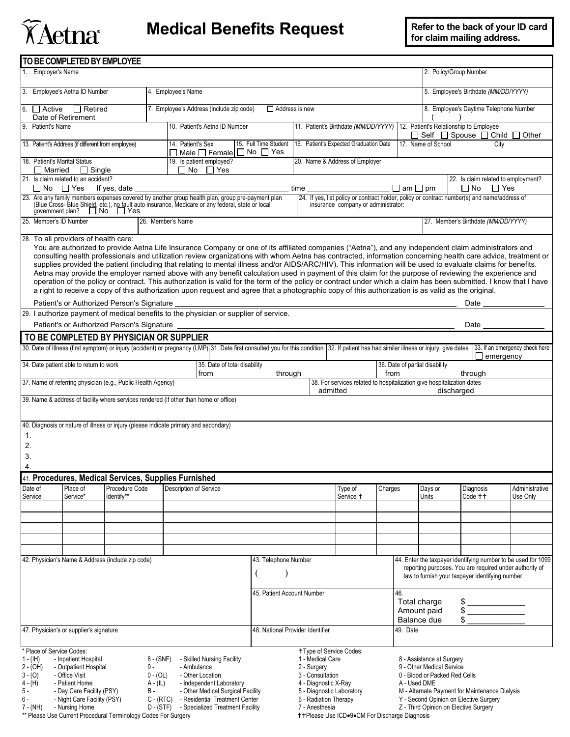Aetna

# Medical Benefits Request

**Refer to the back of your ID card for claim mailing address.**

## TO BE COMPLETED BY EMPLOYEE

1. Employer's Name
2. Policy/Group Number
3. Employee's Aetna ID Number
4. Employee's Name
5. Employee's Birthdate *(MM/DD/YYYY)*
6. ☐ Active ☐ Retired Date of Retirement
7. Employee's Address (include zip code) ☐ Address is new
8. Employee's Daytime Telephone Number ( )
9. Patient's Name
10. Patient's Aetna ID Number
11. Patient's Birthdate *(MM/DD/YYYY)*
12. Patient's Relationship to Employee ☐ Self ☐ Spouse ☐ Child ☐ Other
13. Patient's Address (if different from employee)
14. Patient's Sex ☐ Male ☐ Female
15. Full Time Student ☐ No ☐ Yes
16. Patient's Expected Graduation Date
17. Name of School City
18. Patient's Marital Status ☐ Married ☐ Single
19. Is patient employed? ☐ No ☐ Yes
20. Name & Address of Employer
21. Is claim related to an accident? ☐ No ☐ Yes If yes, date ______ time ______ ☐ am ☐ pm
22. Is claim related to employment? ☐ No ☐ Yes
23. Are any family members expenses covered by another group health plan, group pre-payment plan (Blue Cross- Blue Shield, etc.), no fault auto insurance, Medicare or any federal, state or local government plan? ☐ No ☐ Yes
24. If yes, list policy or contract holder, policy or contract number(s) and name/address of insurance company or administrator:
25. Member's ID Number
26. Member's Name
27. Member's Birthdate *(MM/DD/YYYY)*

28. To all providers of health care:
You are authorized to provide Aetna Life Insurance Company or one of its affiliated companies ("Aetna"), and any independent claim administrators and consulting health professionals and utilization review organizations with whom Aetna has contracted, information concerning health care advice, treatment or supplies provided the patient (including that relating to mental illness and/or AIDS/ARC/HIV). This information will be used to evaluate claims for benefits. Aetna may provide the employer named above with any benefit calculation used in payment of this claim for the purpose of reviewing the experience and operation of the policy or contract. This authorization is valid for the term of the policy or contract under which a claim has been submitted. I know that I have a right to receive a copy of this authorization upon request and agree that a photographic copy of this authorization is as valid as the original.

Patient's or Authorized Person's Signature ______________________ Date ________

29. I authorize payment of medical benefits to the physician or supplier of service.

Patient's or Authorized Person's Signature ______________________ Date ________

## TO BE COMPLETED BY PHYSICIAN OR SUPPLIER

30. Date of Illness (first symptom) or injury (accident) or pregnancy (LMP)
31. Date first consulted you for this condition
32. If patient has had similar illness or injury, give dates
33. If an emergency check here ☐ emergency
34. Date patient able to return to work
35. Date of total disability from ______ through ______
36. Date of partial disability from ______ through ______
37. Name of referring physician (e.g., Public Health Agency)
38. For services related to hospitalization give hospitalization dates admitted ______ discharged ______
39. Name & address of facility where services rendered (if other than home or office)
40. Diagnosis or nature of illness or injury (please indicate primary and secondary)
 1.
 2.
 3.
 4.

### 41. Procedures, Medical Services, Supplies Furnished

| Date of Service | Place of Service* | Procedure Code Identify** | Description of Service | Type of Service † | Charges | Days or Units | Diagnosis Code †† | Administrative Use Only |
|---|---|---|---|---|---|---|---|---|
| | | | | | | | | |
| | | | | | | | | |
| | | | | | | | | |
| | | | | | | | | |
| | | | | | | | | |

42. Physician's Name & Address (include zip code)
43. Telephone Number ( )
44. Enter the taxpayer identifying number to be used for 1099 reporting purposes. You are required under authority of law to furnish your taxpayer identifying number.
45. Patient Account Number
46. Total charge $ ______ Amount paid $ ______ Balance due $ ______
47. Physician's or supplier's signature
48. National Provider Identifier
49. Date

\* Place of Service Codes:
- 1 - (IH) - Inpatient Hospital
- 2 - (OH) - Outpatient Hospital
- 3 - (O) - Office Visit
- 4 - (H) - Patient Home
- 5 - - Day Care Facility (PSY)
- 6 - - Night Care Facility (PSY)
- 7 - (NH) - Nursing Home
- 8 - (SNF) - Skilled Nursing Facility
- 9 - - Ambulance
- 0 - (OL) - Other Location
- A - (IL) - Independent Laboratory
- B - - Other Medical Surgical Facility
- C - (RTC) - Residential Treatment Center
- D - (STF) - Specialized Treatment Facility

\*\* Please Use Current Procedural Terminology Codes For Surgery

† Type of Service Codes:
- 1 - Medical Care
- 2 - Surgery
- 3 - Consultation
- 4 - Diagnostic X-Ray
- 5 - Diagnostic Laboratory
- 6 - Radiation Therapy
- 7 - Anesthesia
- 8 - Assistance at Surgery
- 9 - Other Medical Service
- 0 - Blood or Packed Red Cells
- A - Used DME
- M - Alternate Payment for Maintenance Dialysis
- Y - Second Opinion on Elective Surgery
- Z - Third Opinion on Elective Surgery

†† Please Use ICD•9•CM For Discharge Diagnosis